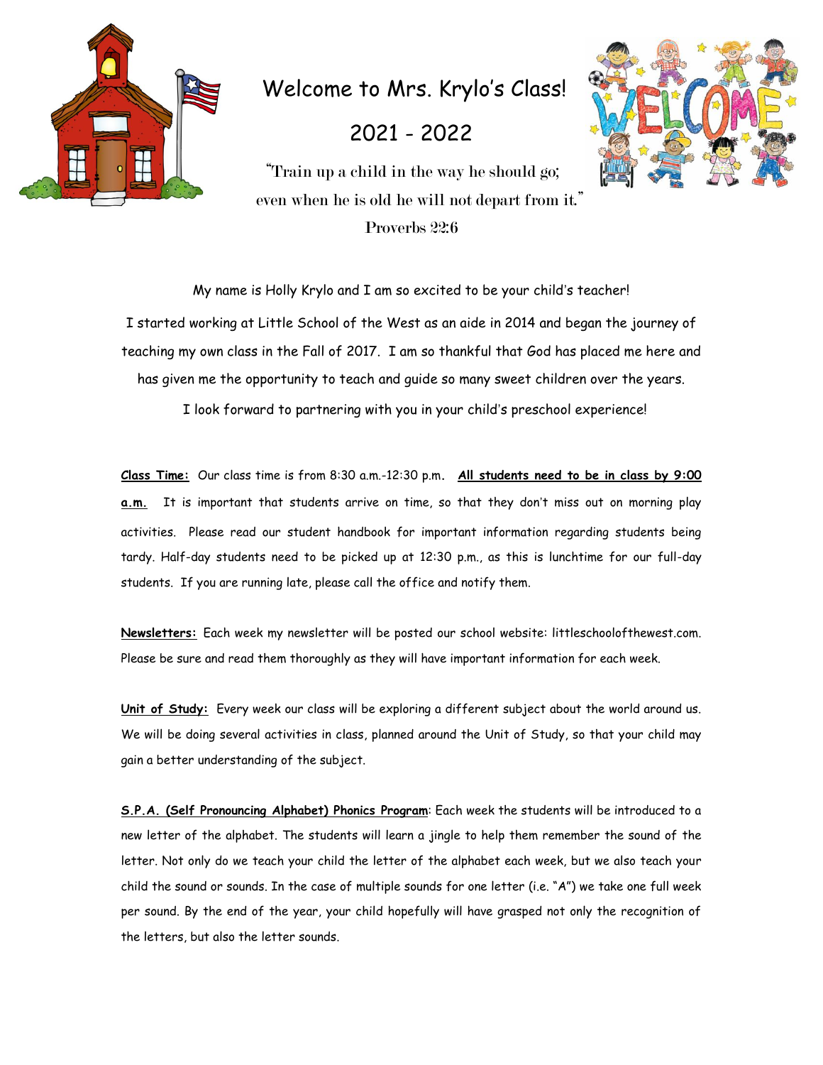# Welcome to Mrs. Krylo's Class!

## 2021 - 2022

"Train up a child in the way he should go;
even when he is old he will not depart from it."
Proverbs 22:6

My name is Holly Krylo and I am so excited to be your child's teacher!

I started working at Little School of the West as an aide in 2014 and began the journey of teaching my own class in the Fall of 2017. I am so thankful that God has placed me here and has given me the opportunity to teach and guide so many sweet children over the years.

I look forward to partnering with you in your child's preschool experience!

**Class Time:** Our class time is from 8:30 a.m.-12:30 p.m. **All students need to be in class by 9:00 a.m.** It is important that students arrive on time, so that they don't miss out on morning play activities. Please read our student handbook for important information regarding students being tardy. Half-day students need to be picked up at 12:30 p.m., as this is lunchtime for our full-day students. If you are running late, please call the office and notify them.

**Newsletters:** Each week my newsletter will be posted our school website: littleschoolofthewest.com. Please be sure and read them thoroughly as they will have important information for each week.

**Unit of Study:** Every week our class will be exploring a different subject about the world around us. We will be doing several activities in class, planned around the Unit of Study, so that your child may gain a better understanding of the subject.

**S.P.A. (Self Pronouncing Alphabet) Phonics Program**: Each week the students will be introduced to a new letter of the alphabet. The students will learn a jingle to help them remember the sound of the letter. Not only do we teach your child the letter of the alphabet each week, but we also teach your child the sound or sounds. In the case of multiple sounds for one letter (i.e. "A") we take one full week per sound. By the end of the year, your child hopefully will have grasped not only the recognition of the letters, but also the letter sounds.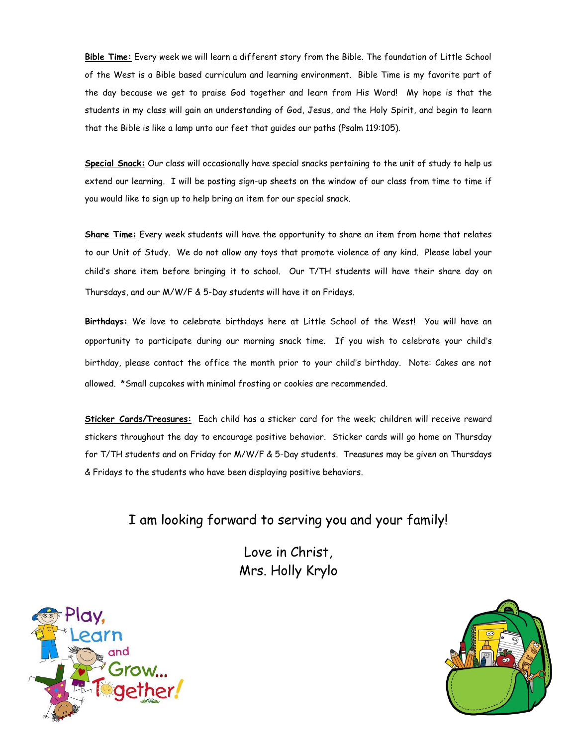**Bible Time:** Every week we will learn a different story from the Bible. The foundation of Little School of the West is a Bible based curriculum and learning environment. Bible Time is my favorite part of the day because we get to praise God together and learn from His Word! My hope is that the students in my class will gain an understanding of God, Jesus, and the Holy Spirit, and begin to learn that the Bible is like a lamp unto our feet that guides our paths (Psalm 119:105).

**Special Snack:** Our class will occasionally have special snacks pertaining to the unit of study to help us extend our learning. I will be posting sign-up sheets on the window of our class from time to time if you would like to sign up to help bring an item for our special snack.

**Share Time:** Every week students will have the opportunity to share an item from home that relates to our Unit of Study. We do not allow any toys that promote violence of any kind. Please label your child's share item before bringing it to school. Our T/TH students will have their share day on Thursdays, and our M/W/F & 5-Day students will have it on Fridays.

**Birthdays:** We love to celebrate birthdays here at Little School of the West! You will have an opportunity to participate during our morning snack time. If you wish to celebrate your child's birthday, please contact the office the month prior to your child's birthday. Note: Cakes are not allowed. *Small cupcakes with minimal frosting or cookies are recommended.

**Sticker Cards/Treasures:** Each child has a sticker card for the week; children will receive reward stickers throughout the day to encourage positive behavior. Sticker cards will go home on Thursday for T/TH students and on Friday for M/W/F & 5-Day students. Treasures may be given on Thursdays & Fridays to the students who have been displaying positive behaviors.

I am looking forward to serving you and your family!

Love in Christ,
Mrs. Holly Krylo